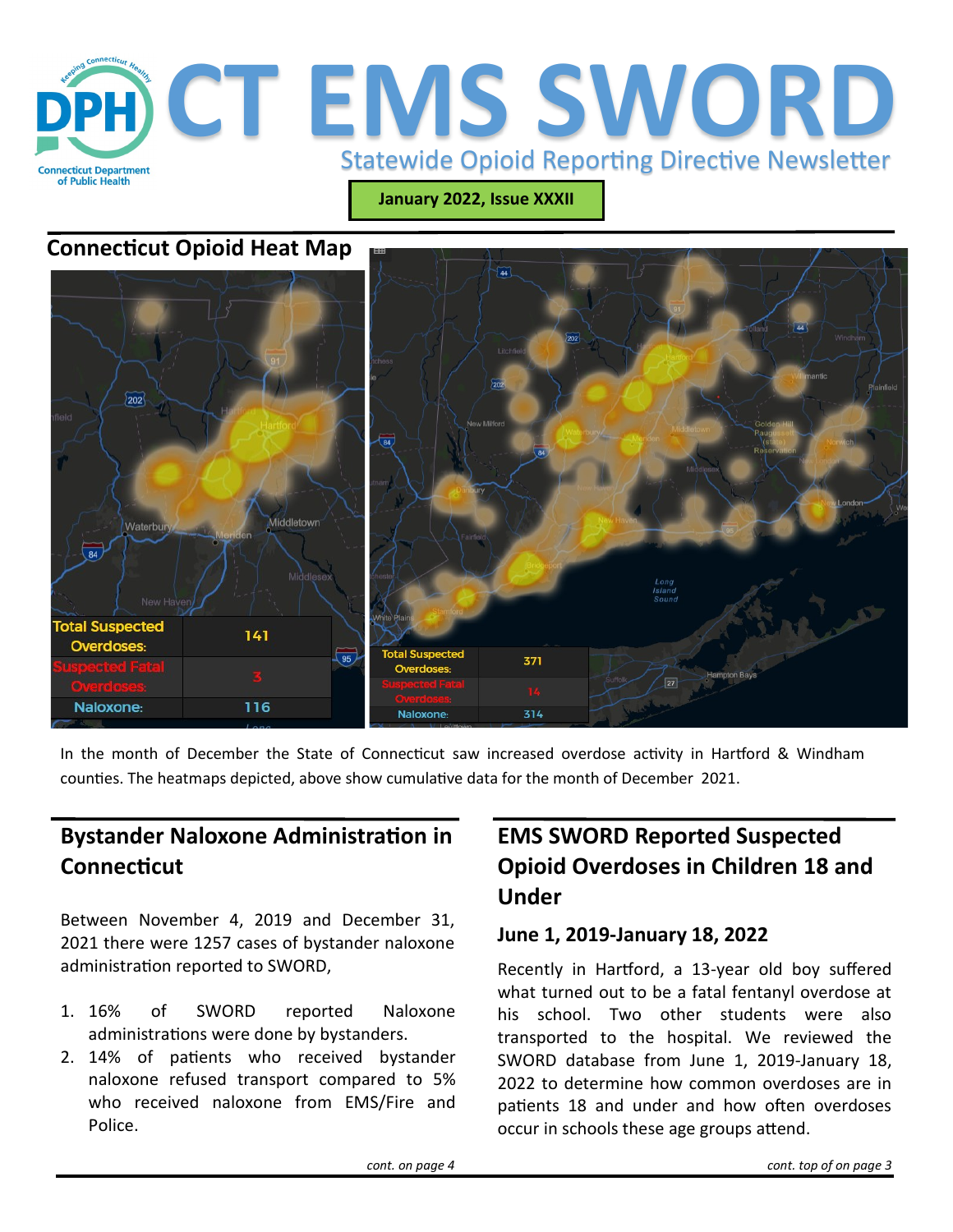# CT EMS SWORD

Statewide Opioid Reporting Directive Newsletter

**January 2022, Issue XXXII**

## Connecticut Opioid Heat Map

| Total Suspected Overdoses: | 141 |
|---|---|
| Suspected Fatal Overdoses: | 3 |
| Naloxone: | 116 |

| Total Suspected Overdoses: | 371 |
|---|---|
| Suspected Fatal Overdoses: | 14 |
| Naloxone: | 314 |

In the month of December the State of Connecticut saw increased overdose activity in Hartford & Windham counties. The heatmaps depicted, above show cumulative data for the month of December 2021.

## Bystander Naloxone Administration in Connecticut

Between November 4, 2019 and December 31, 2021 there were 1257 cases of bystander naloxone administration reported to SWORD,

1. 16% of SWORD reported Naloxone administrations were done by bystanders.
2. 14% of patients who received bystander naloxone refused transport compared to 5% who received naloxone from EMS/Fire and Police.

*cont. on page 4*

## EMS SWORD Reported Suspected Opioid Overdoses in Children 18 and Under

### June 1, 2019-January 18, 2022

Recently in Hartford, a 13-year old boy suffered what turned out to be a fatal fentanyl overdose at his school. Two other students were also transported to the hospital. We reviewed the SWORD database from June 1, 2019-January 18, 2022 to determine how common overdoses are in patients 18 and under and how often overdoses occur in schools these age groups attend.

*cont. top of on page 3*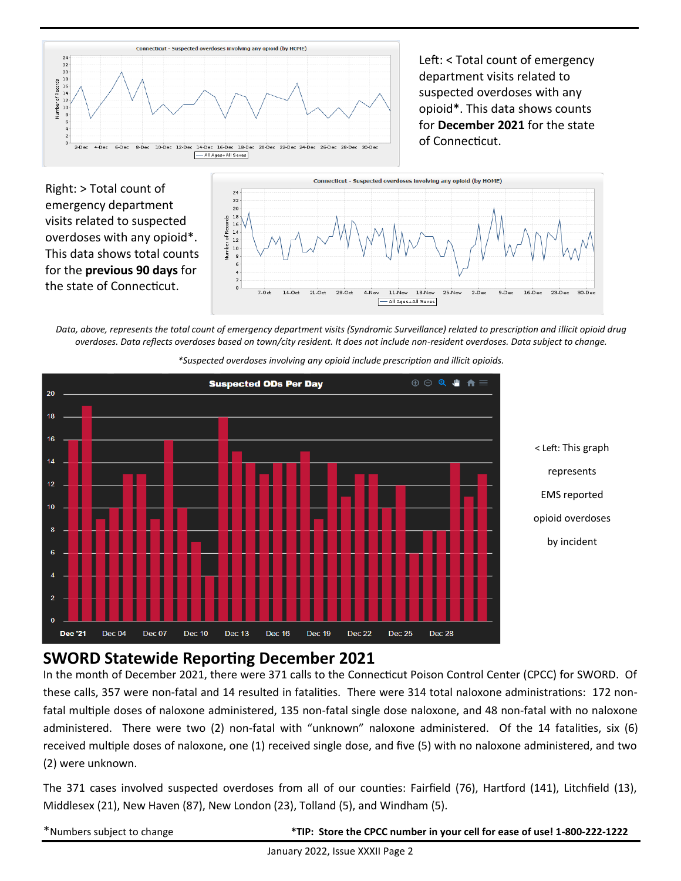Left: < Total count of emergency department visits related to suspected overdoses with any opioid*. This data shows counts for **December 2021** for the state of Connecticut.

Right: > Total count of emergency department visits related to suspected overdoses with any opioid*. This data shows total counts for the **previous 90 days** for the state of Connecticut.

*Data, above, represents the total count of emergency department visits (Syndromic Surveillance) related to prescription and illicit opioid drug overdoses. Data reflects overdoses based on town/city resident. It does not include non-resident overdoses. Data subject to change.*

*\*Suspected overdoses involving any opioid include prescription and illicit opioids.*

< Left: This graph represents EMS reported opioid overdoses by incident

## SWORD Statewide Reporting December 2021

In the month of December 2021, there were 371 calls to the Connecticut Poison Control Center (CPCC) for SWORD. Of these calls, 357 were non-fatal and 14 resulted in fatalities. There were 314 total naloxone administrations: 172 non-fatal multiple doses of naloxone administered, 135 non-fatal single dose naloxone, and 48 non-fatal with no naloxone administered. There were two (2) non-fatal with "unknown" naloxone administered. Of the 14 fatalities, six (6) received multiple doses of naloxone, one (1) received single dose, and five (5) with no naloxone administered, and two (2) were unknown.

The 371 cases involved suspected overdoses from all of our counties: Fairfield (76), Hartford (141), Litchfield (13), Middlesex (21), New Haven (87), New London (23), Tolland (5), and Windham (5).

*Numbers subject to change

**\*TIP: Store the CPCC number in your cell for ease of use! 1-800-222-1222**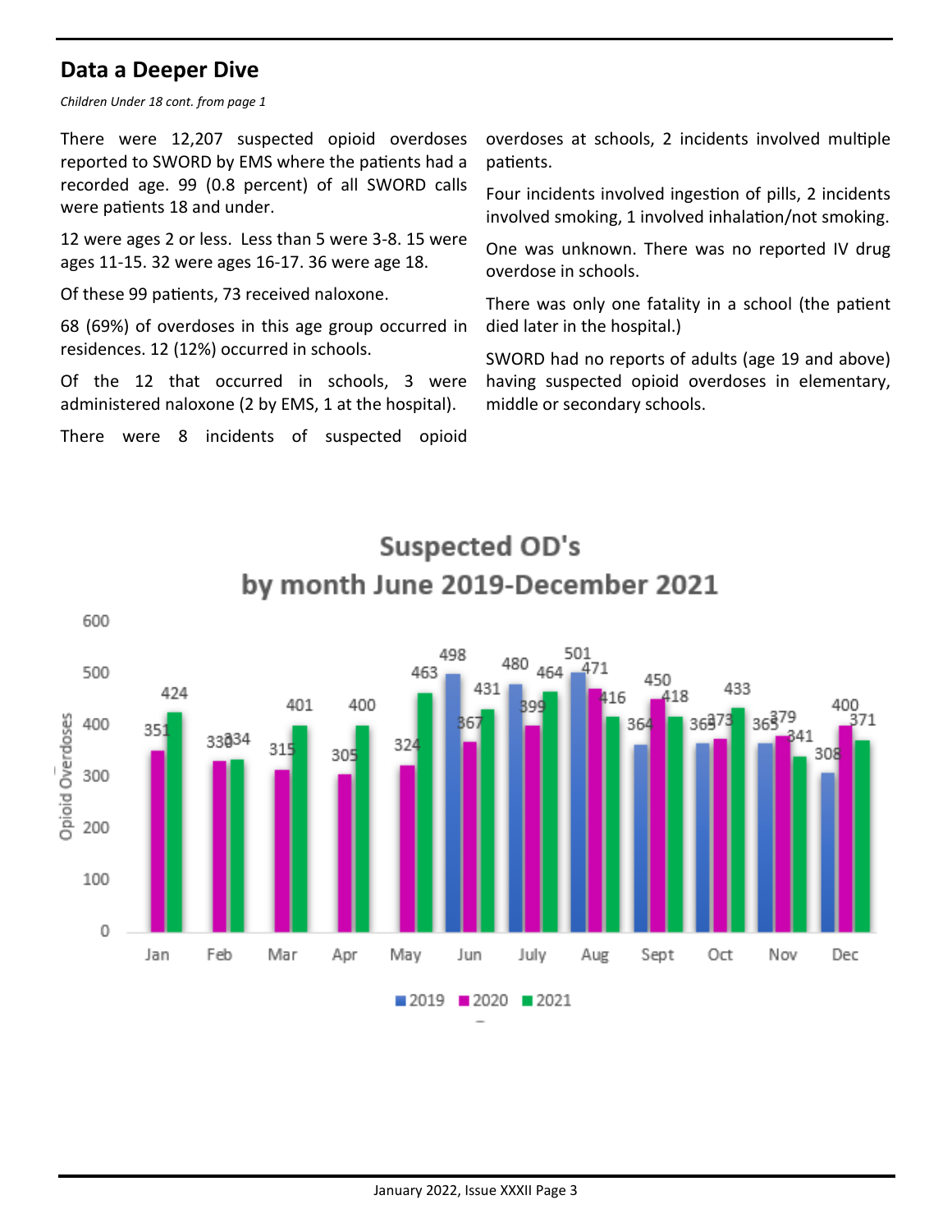## Data a Deeper Dive

*Children Under 18 cont. from page 1*

There were 12,207 suspected opioid overdoses reported to SWORD by EMS where the patients had a recorded age. 99 (0.8 percent) of all SWORD calls were patients 18 and under.

12 were ages 2 or less. Less than 5 were 3-8. 15 were ages 11-15. 32 were ages 16-17. 36 were age 18.

Of these 99 patients, 73 received naloxone.

68 (69%) of overdoses in this age group occurred in residences. 12 (12%) occurred in schools.

Of the 12 that occurred in schools, 3 were administered naloxone (2 by EMS, 1 at the hospital).

There were 8 incidents of suspected opioid overdoses at schools, 2 incidents involved multiple patients.

Four incidents involved ingestion of pills, 2 incidents involved smoking, 1 involved inhalation/not smoking.

One was unknown. There was no reported IV drug overdose in schools.

There was only one fatality in a school (the patient died later in the hospital.)

SWORD had no reports of adults (age 19 and above) having suspected opioid overdoses in elementary, middle or secondary schools.

**Suspected OD's by month June 2019-December 2021**

| Month | 2019 | 2020 | 2021 |
|---|---|---|---|
| Jan | | 351 | 424 |
| Feb | | 330 | 334 |
| Mar | | 315 | 401 |
| Apr | | 305 | 400 |
| May | | 324 | 463 |
| Jun | 498 | 367 | 431 |
| July | 480 | 399 | 464 |
| Aug | 501 | 471 | 416 |
| Sept | 364 | 450 | 418 |
| Oct | 365 | 373 | 433 |
| Nov | 365 | 379 | 341 |
| Dec | 308 | 400 | 371 |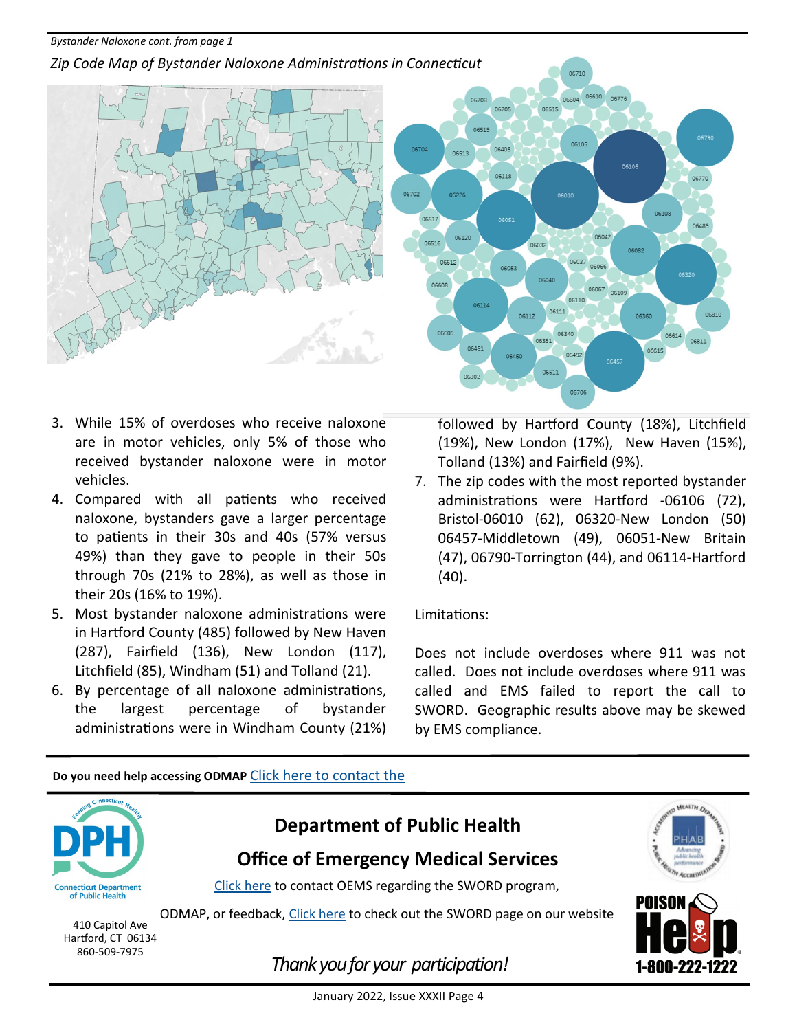*Bystander Naloxone cont. from page 1*

*Zip Code Map of Bystander Naloxone Administrations in Connecticut*

06710 06708 06705 06515 06604 06610 06776 06519 06704 06513 06405 06105 06106 06790 06118 06770 06702 06226 06010 06108 06517 06051 06489 06516 06120 06032 06042 06082 06512 06037 06066 06053 06040 06320 06608 06067 06109 06110 06114 06112 06111 06360 06810 06605 06340 06614 06811 06451 06351 06615 06450 06492 06457 06902 06511 06706

3. While 15% of overdoses who receive naloxone are in motor vehicles, only 5% of those who received bystander naloxone were in motor vehicles.
4. Compared with all patients who received naloxone, bystanders gave a larger percentage to patients in their 30s and 40s (57% versus 49%) than they gave to people in their 50s through 70s (21% to 28%), as well as those in their 20s (16% to 19%).
5. Most bystander naloxone administrations were in Hartford County (485) followed by New Haven (287), Fairfield (136), New London (117), Litchfield (85), Windham (51) and Tolland (21).
6. By percentage of all naloxone administrations, the largest percentage of bystander administrations were in Windham County (21%) followed by Hartford County (18%), Litchfield (19%), New London (17%), New Haven (15%), Tolland (13%) and Fairfield (9%).
7. The zip codes with the most reported bystander administrations were Hartford -06106 (72), Bristol-06010 (62), 06320-New London (50) 06457-Middletown (49), 06051-New Britain (47), 06790-Torrington (44), and 06114-Hartford (40).

Limitations:

Does not include overdoses where 911 was not called. Does not include overdoses where 911 was called and EMS failed to report the call to SWORD. Geographic results above may be skewed by EMS compliance.

**Do you need help accessing ODMAP** Click here to contact the

## Department of Public Health

## Office of Emergency Medical Services

Click here to contact OEMS regarding the SWORD program,

ODMAP, or feedback, Click here to check out the SWORD page on our website

410 Capitol Ave
Hartford, CT 06134
860-509-7975

*Thank you for your participation!*

POISON Help 1-800-222-1222